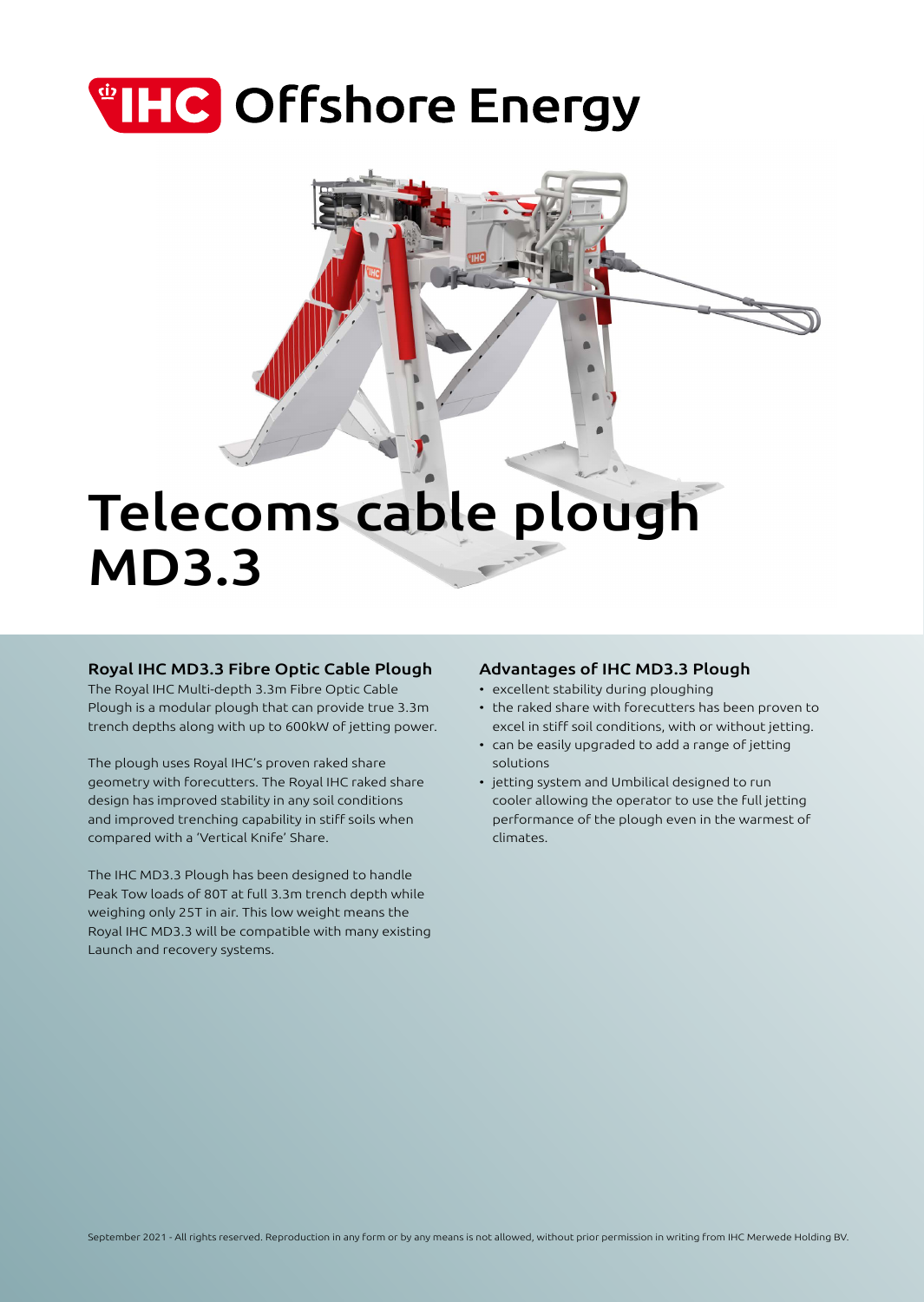# IHC Offshore Energy

# Telecoms cable plough MD3.3

### Royal IHC MD3.3 Fibre Optic Cable Plough

The Royal IHC Multi-depth 3.3m Fibre Optic Cable Plough is a modular plough that can provide true 3.3m trench depths along with up to 600kW of jetting power.

The plough uses Royal IHC's proven raked share geometry with forecutters. The Royal IHC raked share design has improved stability in any soil conditions and improved trenching capability in stiff soils when compared with a 'Vertical Knife' Share.

The IHC MD3.3 Plough has been designed to handle Peak Tow loads of 80T at full 3.3m trench depth while weighing only 25T in air. This low weight means the Royal IHC MD3.3 will be compatible with many existing Launch and recovery systems.

### Advantages of IHC MD3.3 Plough

- excellent stability during ploughing
- the raked share with forecutters has been proven to excel in stiff soil conditions, with or without jetting.
- can be easily upgraded to add a range of jetting solutions
- jetting system and Umbilical designed to run cooler allowing the operator to use the full jetting performance of the plough even in the warmest of climates.

September 2021 - All rights reserved. Reproduction in any form or by any means is not allowed, without prior permission in writing from IHC Merwede Holding BV.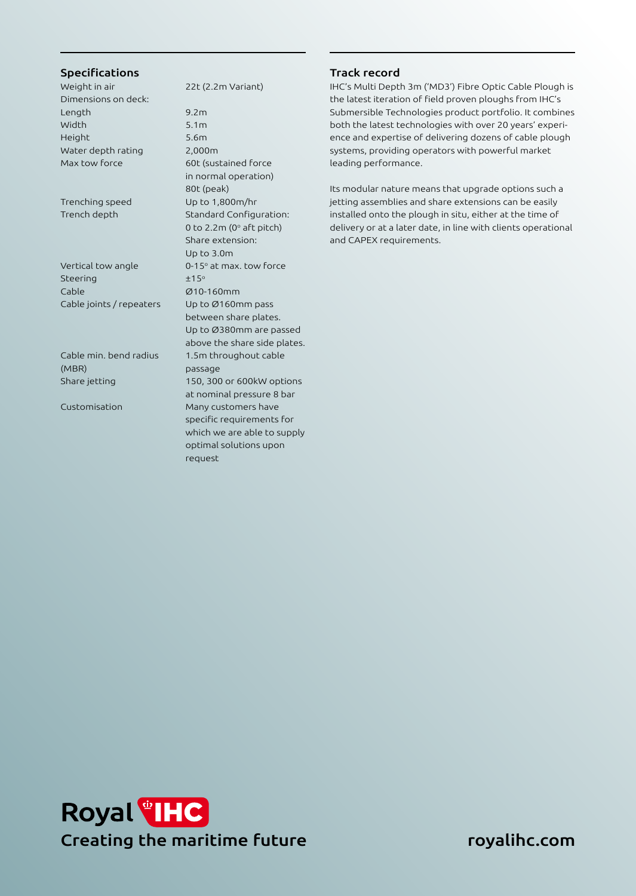## Specifications

| | |
|---|---|
| Weight in air | 22t (2.2m Variant) |
| Dimensions on deck: | |
| Length | 9.2m |
| Width | 5.1m |
| Height | 5.6m |
| Water depth rating | 2,000m |
| Max tow force | 60t (sustained force in normal operation) 80t (peak) |
| Trenching speed | Up to 1,800m/hr |
| Trench depth | Standard Configuration: 0 to 2.2m (0° aft pitch) Share extension: Up to 3.0m |
| Vertical tow angle | 0-15° at max. tow force |
| Steering | ±15° |
| Cable | Ø10-160mm |
| Cable joints / repeaters | Up to Ø160mm pass between share plates. Up to Ø380mm are passed above the share side plates. |
| Cable min. bend radius (MBR) | 1.5m throughout cable passage |
| Share jetting | 150, 300 or 600kW options at nominal pressure 8 bar |
| Customisation | Many customers have specific requirements for which we are able to supply optimal solutions upon request |

## Track record

IHC's Multi Depth 3m ('MD3') Fibre Optic Cable Plough is the latest iteration of field proven ploughs from IHC's Submersible Technologies product portfolio. It combines both the latest technologies with over 20 years' experience and expertise of delivering dozens of cable plough systems, providing operators with powerful market leading performance.

Its modular nature means that upgrade options such a jetting assemblies and share extensions can be easily installed onto the plough in situ, either at the time of delivery or at a later date, in line with clients operational and CAPEX requirements.

Royal IHC
Creating the maritime future

royalihc.com